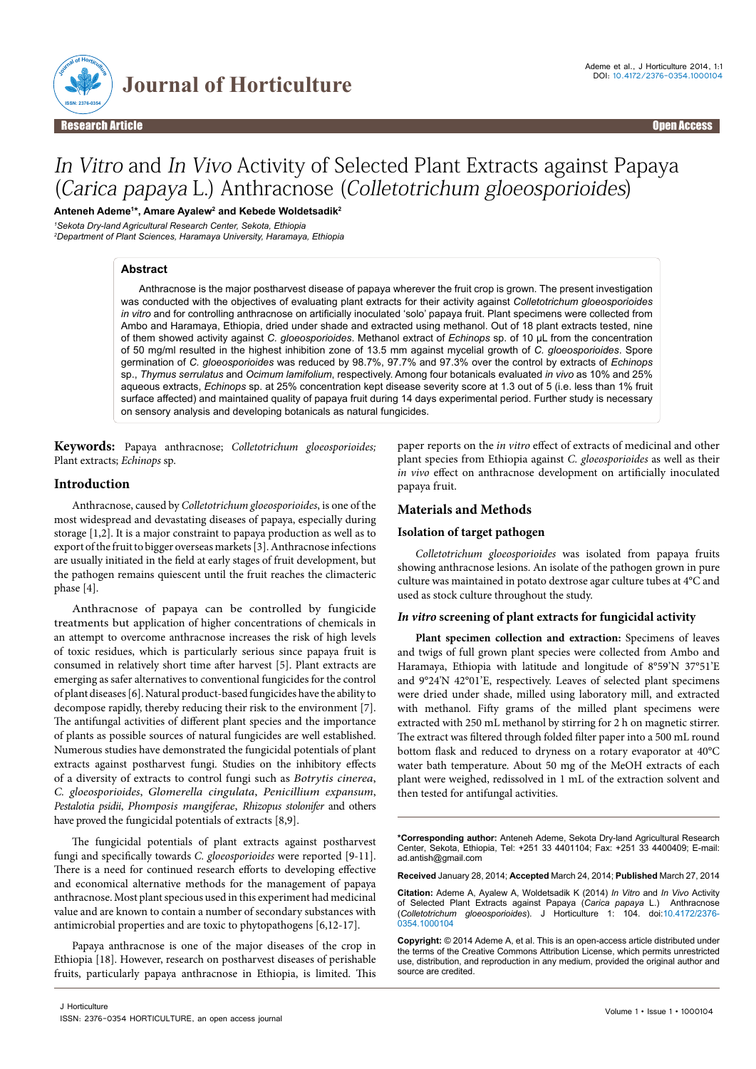# *In Vitro* and *In Vivo* Activity of Selected Plant Extracts against Papaya (*Carica papaya* L.) Anthracnose (*Colletotrichum gloeosporioides*)

**Anteneh Ademe[1*], Amare Ayalew[2] and Kebede Woldetsadik[2]**

[1]*Sekota Dry-land Agricultural Research Center, Sekota, Ethiopia*
[2]*Department of Plant Sciences, Haramaya University, Haramaya, Ethiopia*

## Abstract

Anthracnose is the major postharvest disease of papaya wherever the fruit crop is grown. The present investigation was conducted with the objectives of evaluating plant extracts for their activity against *Colletotrichum gloeosporioides in vitro* and for controlling anthracnose on artificially inoculated 'solo' papaya fruit. Plant specimens were collected from Ambo and Haramaya, Ethiopia, dried under shade and extracted using methanol. Out of 18 plant extracts tested, nine of them showed activity against *C. gloeosporioides*. Methanol extract of *Echinops* sp. of 10 µL from the concentration of 50 mg/ml resulted in the highest inhibition zone of 13.5 mm against mycelial growth of *C. gloeosporioides*. Spore germination of *C. gloeosporioides* was reduced by 98.7%, 97.7% and 97.3% over the control by extracts of *Echinops* sp., *Thymus serrulatus* and *Ocimum lamifolium*, respectively. Among four botanicals evaluated *in vivo* as 10% and 25% aqueous extracts, *Echinops* sp. at 25% concentration kept disease severity score at 1.3 out of 5 (i.e. less than 1% fruit surface affected) and maintained quality of papaya fruit during 14 days experimental period. Further study is necessary on sensory analysis and developing botanicals as natural fungicides.

**Keywords:** Papaya anthracnose; *Colletotrichum gloeosporioides;* Plant extracts; *Echinops* sp.

## Introduction

Anthracnose, caused by *Colletotrichum gloeosporioides*, is one of the most widespread and devastating diseases of papaya, especially during storage [1,2]. It is a major constraint to papaya production as well as to export of the fruit to bigger overseas markets [3]. Anthracnose infections are usually initiated in the field at early stages of fruit development, but the pathogen remains quiescent until the fruit reaches the climacteric phase [4].

Anthracnose of papaya can be controlled by fungicide treatments but application of higher concentrations of chemicals in an attempt to overcome anthracnose increases the risk of high levels of toxic residues, which is particularly serious since papaya fruit is consumed in relatively short time after harvest [5]. Plant extracts are emerging as safer alternatives to conventional fungicides for the control of plant diseases [6]. Natural product-based fungicides have the ability to decompose rapidly, thereby reducing their risk to the environment [7]. The antifungal activities of different plant species and the importance of plants as possible sources of natural fungicides are well established. Numerous studies have demonstrated the fungicidal potentials of plant extracts against postharvest fungi. Studies on the inhibitory effects of a diversity of extracts to control fungi such as *Botrytis cinerea*, *C. gloeosporioides*, *Glomerella cingulata*, *Penicillium expansum*, *Pestalotia psidii*, *Phomposis mangiferae*, *Rhizopus stolonifer* and others have proved the fungicidal potentials of extracts [8,9].

The fungicidal potentials of plant extracts against postharvest fungi and specifically towards *C. gloeosporioides* were reported [9-11]. There is a need for continued research efforts to developing effective and economical alternative methods for the management of papaya anthracnose. Most plant specious used in this experiment had medicinal value and are known to contain a number of secondary substances with antimicrobial properties and are toxic to phytopathogens [6,12-17].

Papaya anthracnose is one of the major diseases of the crop in Ethiopia [18]. However, research on postharvest diseases of perishable fruits, particularly papaya anthracnose in Ethiopia, is limited. This paper reports on the *in vitro* effect of extracts of medicinal and other plant species from Ethiopia against *C. gloeosporioides* as well as their *in vivo* effect on anthracnose development on artificially inoculated papaya fruit.

## Materials and Methods

### Isolation of target pathogen

*Colletotrichum gloeosporioides* was isolated from papaya fruits showing anthracnose lesions. An isolate of the pathogen grown in pure culture was maintained in potato dextrose agar culture tubes at 4°C and used as stock culture throughout the study.

### *In vitro* screening of plant extracts for fungicidal activity

**Plant specimen collection and extraction:** Specimens of leaves and twigs of full grown plant species were collected from Ambo and Haramaya, Ethiopia with latitude and longitude of 8°59'N 37°51'E and 9°24'N 42°01'E, respectively. Leaves of selected plant specimens were dried under shade, milled using laboratory mill, and extracted with methanol. Fifty grams of the milled plant specimens were extracted with 250 mL methanol by stirring for 2 h on magnetic stirrer. The extract was filtered through folded filter paper into a 500 mL round bottom flask and reduced to dryness on a rotary evaporator at 40°C water bath temperature. About 50 mg of the MeOH extracts of each plant were weighed, redissolved in 1 mL of the extraction solvent and then tested for antifungal activities.

**\*Corresponding author:** Anteneh Ademe, Sekota Dry-land Agricultural Research Center, Sekota, Ethiopia, Tel: +251 33 4401104; Fax: +251 33 4400409; E-mail: ad.antish@gmail.com

**Received** January 28, 2014; **Accepted** March 24, 2014; **Published** March 27, 2014

**Citation:** Ademe A, Ayalew A, Woldetsadik K (2014) *In Vitro* and *In Vivo* Activity of Selected Plant Extracts against Papaya (*Carica papaya* L.) Anthracnose (*Colletotrichum gloeosporioides*). J Horticulture 1: 104. doi:10.4172/2376-0354.1000104

**Copyright:** © 2014 Ademe A, et al. This is an open-access article distributed under the terms of the Creative Commons Attribution License, which permits unrestricted use, distribution, and reproduction in any medium, provided the original author and source are credited.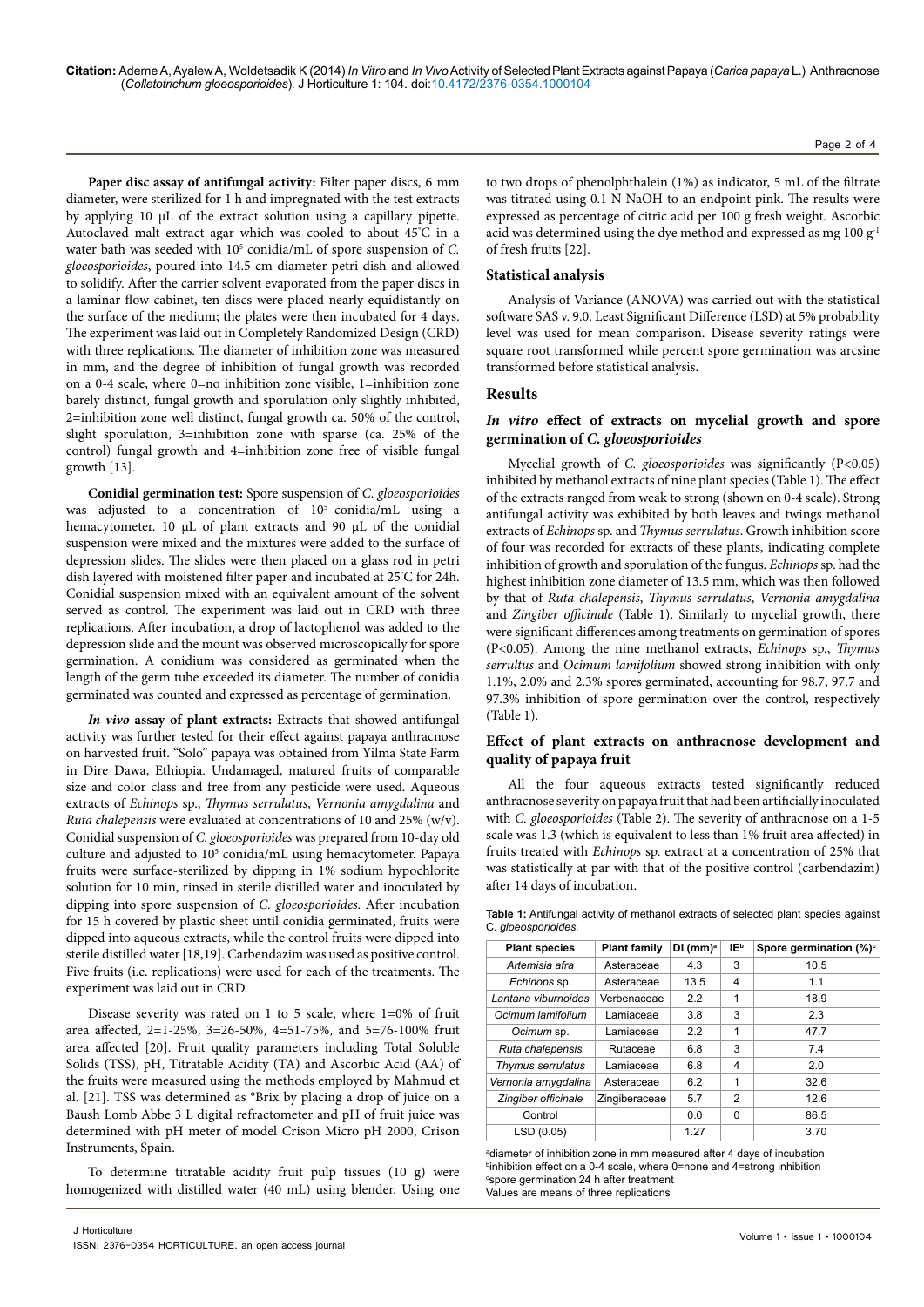**Paper disc assay of antifungal activity:** Filter paper discs, 6 mm diameter, were sterilized for 1 h and impregnated with the test extracts by applying 10 μL of the extract solution using a capillary pipette. Autoclaved malt extract agar which was cooled to about 45°C in a water bath was seeded with $10^5$ conidia/mL of spore suspension of *C. gloeosporioides*, poured into 14.5 cm diameter petri dish and allowed to solidify. After the carrier solvent evaporated from the paper discs in a laminar flow cabinet, ten discs were placed nearly equidistantly on the surface of the medium; the plates were then incubated for 4 days. The experiment was laid out in Completely Randomized Design (CRD) with three replications. The diameter of inhibition zone was measured in mm, and the degree of inhibition of fungal growth was recorded on a 0-4 scale, where 0=no inhibition zone visible, 1=inhibition zone barely distinct, fungal growth and sporulation only slightly inhibited, 2=inhibition zone well distinct, fungal growth ca. 50% of the control, slight sporulation, 3=inhibition zone with sparse (ca. 25% of the control) fungal growth and 4=inhibition zone free of visible fungal growth [13].

**Conidial germination test:** Spore suspension of *C. gloeosporioides* was adjusted to a concentration of $10^5$ conidia/mL using a hemacytometer. 10 μL of plant extracts and 90 μL of the conidial suspension were mixed and the mixtures were added to the surface of depression slides. The slides were then placed on a glass rod in petri dish layered with moistened filter paper and incubated at 25°C for 24h. Conidial suspension mixed with an equivalent amount of the solvent served as control. The experiment was laid out in CRD with three replications. After incubation, a drop of lactophenol was added to the depression slide and the mount was observed microscopically for spore germination. A conidium was considered as germinated when the length of the germ tube exceeded its diameter. The number of conidia germinated was counted and expressed as percentage of germination.

***In vivo* assay of plant extracts:** Extracts that showed antifungal activity were further tested for their effect against papaya anthracnose on harvested fruit. "Solo" papaya was obtained from Yilma State Farm in Dire Dawa, Ethiopia. Undamaged, matured fruits of comparable size and color class and free from any pesticide were used. Aqueous extracts of *Echinops* sp., *Thymus serrulatus*, *Vernonia amygdalina* and *Ruta chalepensis* were evaluated at concentrations of 10 and 25% (w/v). Conidial suspension of *C. gloeosporioides* was prepared from 10-day old culture and adjusted to $10^5$ conidia/mL using hemacytometer. Papaya fruits were surface-sterilized by dipping in 1% sodium hypochlorite solution for 10 min, rinsed in sterile distilled water and inoculated by dipping into spore suspension of *C. gloeosporioides*. After incubation for 15 h covered by plastic sheet until conidia germinated, fruits were dipped into aqueous extracts, while the control fruits were dipped into sterile distilled water [18,19]. Carbendazim was used as positive control. Five fruits (i.e. replications) were used for each of the treatments. The experiment was laid out in CRD.

Disease severity was rated on 1 to 5 scale, where 1=0% of fruit area affected, 2=1-25%, 3=26-50%, 4=51-75%, and 5=76-100% fruit area affected [20]. Fruit quality parameters including Total Soluble Solids (TSS), pH, Titratable Acidity (TA) and Ascorbic Acid (AA) of the fruits were measured using the methods employed by Mahmud et al. [21]. TSS was determined as °Brix by placing a drop of juice on a Baush Lomb Abbe 3 L digital refractometer and pH of fruit juice was determined with pH meter of model Crison Micro pH 2000, Crison Instruments, Spain.

To determine titratable acidity fruit pulp tissues (10 g) were homogenized with distilled water (40 mL) using blender. Using one to two drops of phenolphthalein (1%) as indicator, 5 mL of the filtrate was titrated using 0.1 N NaOH to an endpoint pink. The results were expressed as percentage of citric acid per 100 g fresh weight. Ascorbic acid was determined using the dye method and expressed as mg 100 $g^{-1}$ of fresh fruits [22].

## Statistical analysis

Analysis of Variance (ANOVA) was carried out with the statistical software SAS v. 9.0. Least Significant Difference (LSD) at 5% probability level was used for mean comparison. Disease severity ratings were square root transformed while percent spore germination was arcsine transformed before statistical analysis.

# Results

## *In vitro* effect of extracts on mycelial growth and spore germination of *C. gloeosporioides*

Mycelial growth of *C. gloeosporioides* was significantly ($P<0.05$) inhibited by methanol extracts of nine plant species (Table 1). The effect of the extracts ranged from weak to strong (shown on 0-4 scale). Strong antifungal activity was exhibited by both leaves and twigs methanol extracts of *Echinops* sp. and *Thymus serrulatus*. Growth inhibition score of four was recorded for extracts of these plants, indicating complete inhibition of growth and sporulation of the fungus. *Echinops* sp. had the highest inhibition zone diameter of 13.5 mm, which was then followed by that of *Ruta chalepensis*, *Thymus serrulatus*, *Vernonia amygdalina* and *Zingiber officinale* (Table 1). Similarly to mycelial growth, there were significant differences among treatments on germination of spores ($P<0.05$). Among the nine methanol extracts, *Echinops* sp., *Thymus serrultus* and *Ocimum lamifolium* showed strong inhibition with only 1.1%, 2.0% and 2.3% spores germinated, accounting for 98.7, 97.7 and 97.3% inhibition of spore germination over the control, respectively (Table 1).

## Effect of plant extracts on anthracnose development and quality of papaya fruit

All the four aqueous extracts tested significantly reduced anthracnose severity on papaya fruit that had been artificially inoculated with *C. gloeosporioides* (Table 2). The severity of anthracnose on a 1-5 scale was 1.3 (which is equivalent to less than 1% fruit area affected) in fruits treated with *Echinops* sp. extract at a concentration of 25% that was statistically at par with that of the positive control (carbendazim) after 14 days of incubation.

**Table 1:** Antifungal activity of methanol extracts of selected plant species against C. *gloeosporioides*.

| Plant species | Plant family | DI (mm)[a] | IE[b] | Spore germination (%)[c] |
|---|---|---|---|---|
| *Artemisia afra* | Asteraceae | 4.3 | 3 | 10.5 |
| *Echinops* sp. | Asteraceae | 13.5 | 4 | 1.1 |
| *Lantana viburnoides* | Verbenaceae | 2.2 | 1 | 18.9 |
| *Ocimum lamifolium* | Lamiaceae | 3.8 | 3 | 2.3 |
| *Ocimum* sp. | Lamiaceae | 2.2 | 1 | 47.7 |
| *Ruta chalepensis* | Rutaceae | 6.8 | 3 | 7.4 |
| *Thymus serrulatus* | Lamiaceae | 6.8 | 4 | 2.0 |
| *Vernonia amygdalina* | Asteraceae | 6.2 | 1 | 32.6 |
| *Zingiber officinale* | Zingiberaceae | 5.7 | 2 | 12.6 |
| Control | | 0.0 | 0 | 86.5 |
| LSD (0.05) | | 1.27 | | 3.70 |

[a]diameter of inhibition zone in mm measured after 4 days of incubation
[b]inhibition effect on a 0-4 scale, where 0=none and 4=strong inhibition
[c]spore germination 24 h after treatment
Values are means of three replications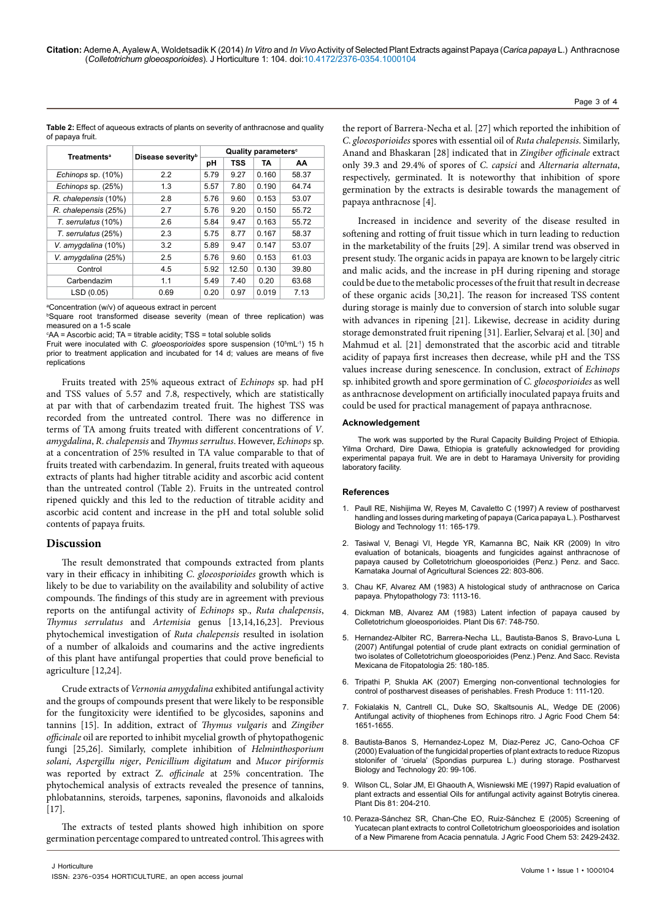**Table 2:** Effect of aqueous extracts of plants on severity of anthracnose and quality of papaya fruit.

| Treatments[a] | Disease severity[b] | Quality parameters[c] | | | |
|---|---|---|---|---|---|
| | | pH | TSS | TA | AA |
| *Echinops* sp. (10%) | 2.2 | 5.79 | 9.27 | 0.160 | 58.37 |
| *Echinops* sp. (25%) | 1.3 | 5.57 | 7.80 | 0.190 | 64.74 |
| *R. chalepensis* (10%) | 2.8 | 5.76 | 9.60 | 0.153 | 53.07 |
| *R. chalepensis* (25%) | 2.7 | 5.76 | 9.20 | 0.150 | 55.72 |
| *T. serrulatus* (10%) | 2.6 | 5.84 | 9.47 | 0.163 | 55.72 |
| *T. serrulatus* (25%) | 2.3 | 5.75 | 8.77 | 0.167 | 58.37 |
| *V. amygdalina* (10%) | 3.2 | 5.89 | 9.47 | 0.147 | 53.07 |
| *V. amygdalina* (25%) | 2.5 | 5.76 | 9.60 | 0.153 | 61.03 |
| Control | 4.5 | 5.92 | 12.50 | 0.130 | 39.80 |
| Carbendazim | 1.1 | 5.49 | 7.40 | 0.20 | 63.68 |
| LSD (0.05) | 0.69 | 0.20 | 0.97 | 0.019 | 7.13 |

[a]Concentration (w/v) of aqueous extract in percent
[b]Square root transformed disease severity (mean of three replication) was measured on a 1-5 scale
[c]AA = Ascorbic acid; TA = titrable acidity; TSS = total soluble solids
Fruit were inoculated with *C. gloeosporioides* spore suspension ($10^5 mL^{-1}$) 15 h prior to treatment application and incubated for 14 d; values are means of five replications

Fruits treated with 25% aqueous extract of *Echinops* sp. had pH and TSS values of 5.57 and 7.8, respectively, which are statistically at par with that of carbendazim treated fruit. The highest TSS was recorded from the untreated control. There was no difference in terms of TA among fruits treated with different concentrations of *V. amygdalina*, *R. chalepensis* and *Thymus serrultus*. However, *Echinops* sp. at a concentration of 25% resulted in TA value comparable to that of fruits treated with carbendazim. In general, fruits treated with aqueous extracts of plants had higher titrable acidity and ascorbic acid content than the untreated control (Table 2). Fruits in the untreated control ripened quickly and this led to the reduction of titrable acidity and ascorbic acid content and increase in the pH and total soluble solid contents of papaya fruits.

## Discussion

The result demonstrated that compounds extracted from plants vary in their efficacy in inhibiting *C. gloeosporioides* growth which is likely to be due to variability on the availability and solubility of active compounds. The findings of this study are in agreement with previous reports on the antifungal activity of *Echinops* sp., *Ruta chalepensis*, *Thymus serrulatus* and *Artemisia* genus [13,14,16,23]. Previous phytochemical investigation of *Ruta chalepensis* resulted in isolation of a number of alkaloids and coumarins and the active ingredients of this plant have antifungal properties that could prove beneficial to agriculture [12,24].

Crude extracts of *Vernonia amygdalina* exhibited antifungal activity and the groups of compounds present that were likely to be responsible for the fungitoxicity were identified to be glycosides, saponins and tannins [15]. In addition, extract of *Thymus vulgaris* and *Zingiber officinale* oil are reported to inhibit mycelial growth of phytopathogenic fungi [25,26]. Similarly, complete inhibition of *Helminthosporium solani*, *Aspergillu niger*, *Penicillium digitatum* and *Mucor piriformis* was reported by extract *Z. officinale* at 25% concentration. The phytochemical analysis of extracts revealed the presence of tannins, phlobatannins, steroids, tarpenes, saponins, flavonoids and alkaloids [17].

The extracts of tested plants showed high inhibition on spore germination percentage compared to untreated control. This agrees with the report of Barrera-Necha et al. [27] which reported the inhibition of *C. gloeosporioides* spores with essential oil of *Ruta chalepensis*. Similarly, Anand and Bhaskaran [28] indicated that in *Zingiber officinale* extract only 39.3 and 29.4% of spores of *C. capsici* and *Alternaria alternata*, respectively, germinated. It is noteworthy that inhibition of spore germination by the extracts is desirable towards the management of papaya anthracnose [4].

Increased in incidence and severity of the disease resulted in softening and rotting of fruit tissue which in turn leading to reduction in the marketability of the fruits [29]. A similar trend was observed in present study. The organic acids in papaya are known to be largely citric and malic acids, and the increase in pH during ripening and storage could be due to the metabolic processes of the fruit that result in decrease of these organic acids [30,21]. The reason for increased TSS content during storage is mainly due to conversion of starch into soluble sugar with advances in ripening [21]. Likewise, decrease in acidity during storage demonstrated fruit ripening [31]. Earlier, Selvaraj et al. [30] and Mahmud et al. [21] demonstrated that the ascorbic acid and titrable acidity of papaya first increases then decrease, while pH and the TSS values increase during senescence. In conclusion, extract of *Echinops* sp. inhibited growth and spore germination of *C. gloeosporioides* as well as anthracnose development on artificially inoculated papaya fruits and could be used for practical management of papaya anthracnose.

### Acknowledgement

The work was supported by the Rural Capacity Building Project of Ethiopia. Yilma Orchard, Dire Dawa, Ethiopia is gratefully acknowledged for providing experimental papaya fruit. We are in debt to Haramaya University for providing laboratory facility.

### References

1. Paull RE, Nishijima W, Reyes M, Cavaletto C (1997) A review of postharvest handling and losses during marketing of papaya (Carica papaya L.). Postharvest Biology and Technology 11: 165-179.
2. Tasiwal V, Benagi VI, Hegde YR, Kamanna BC, Naik KR (2009) In vitro evaluation of botanicals, bioagents and fungicides against anthracnose of papaya caused by Colletotrichum gloeosporioides (Penz.) Penz. and Sacc. Karnataka Journal of Agricultural Sciences 22: 803-806.
3. Chau KF, Alvarez AM (1983) A histological study of anthracnose on Carica papaya. Phytopathology 73: 1113-16.
4. Dickman MB, Alvarez AM (1983) Latent infection of papaya caused by Colletotrichum gloeosporioides. Plant Dis 67: 748-750.
5. Hernandez-Albiter RC, Barrera-Necha LL, Bautista-Banos S, Bravo-Luna L (2007) Antifungal potential of crude plant extracts on conidial germination of two isolates of Colletotrichum gloeosporioides (Penz.) Penz. And Sacc. Revista Mexicana de Fitopatologia 25: 180-185.
6. Tripathi P, Shukla AK (2007) Emerging non-conventional technologies for control of postharvest diseases of perishables. Fresh Produce 1: 111-120.
7. Fokialakis N, Cantrell CL, Duke SO, Skaltsounis AL, Wedge DE (2006) Antifungal activity of thiophenes from Echinops ritro. J Agric Food Chem 54: 1651-1655.
8. Bautista-Banos S, Hernandez-Lopez M, Diaz-Perez JC, Cano-Ochoa CF (2000) Evaluation of the fungicidal properties of plant extracts to reduce Rizopus stolonifer of 'ciruela' (Spondias purpurea L.) during storage. Postharvest Biology and Technology 20: 99-106.
9. Wilson CL, Solar JM, El Ghaouth A, Wisniewski ME (1997) Rapid evaluation of plant extracts and essential Oils for antifungal activity against Botrytis cinerea. Plant Dis 81: 204-210.
10. Peraza-Sánchez SR, Chan-Che EO, Ruiz-Sánchez E (2005) Screening of Yucatecan plant extracts to control Colletotrichum gloeosporioides and isolation of a New Pimarene from Acacia pennatula. J Agric Food Chem 53: 2429-2432.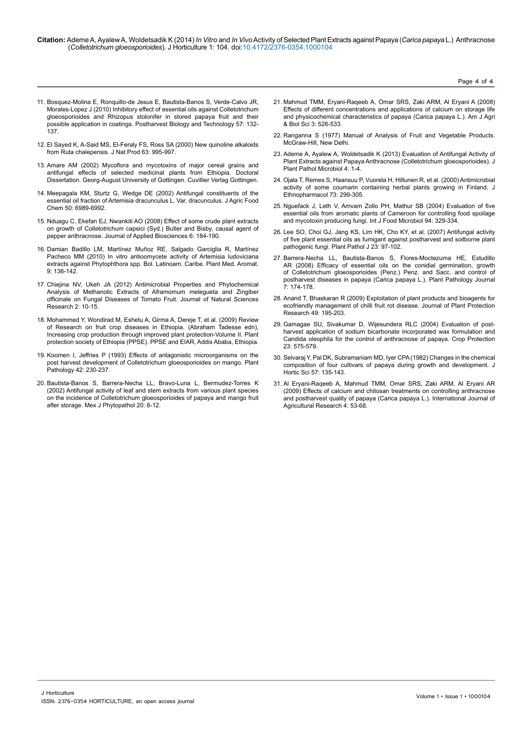11. Bosquez-Molina E, Ronquillo-de Jesus E, Bautista-Banos S, Verde-Calvo JR, Morales-Lopez J (2010) Inhibitory effect of essential oils against Colletotrichum gloeosporioides and Rhizopus stolonifer in stored papaya fruit and their possible application in coatings. Postharvest Biology and Technology 57: 132-137.

12. El Sayed K, A-Said MS, El-Feraly FS, Ross SA (2000) New quinoline alkaloids from Ruta chalepensis. J Nat Prod 63: 995-997.

13. Amare AM (2002) Mycoflora and mycotoxins of major cereal grains and antifungal effects of selected medicinal plants from Ethiopia. Doctoral Dissertation. Georg-August University of Gottingen. Cuvillier Verlag Gottingen.

14. Meepagala KM, Sturtz G, Wedge DE (2002) Antifungal constituents of the essential oil fraction of Artemisia dracunculus L. Var. dracunculus. J Agric Food Chem 50: 6989-6992.

15. Nduagu C, Ekefan EJ, Nwankiti AO (2008) Effect of some crude plant extracts on growth of Colletotrichum capsici (Syd.) Butler and Bisby, causal agent of pepper anthracnose. Journal of Applied Biosciences 6: 184-190.

16. Damian Badillo LM, Martínez Muñoz RE, Salgado Garciglia R, Martínez Pacheco MM (2010) In vitro antioomycete activity of Artemisia ludoviciana extracts against Phytophthora spp. Bol. Latinoam. Caribe. Plant Med. Aromat. 9: 136-142.

17. Chiejina NV, Ukeh JA (2012) Antimicrobial Properties and Phytochemical Analysis of Methanolic Extracts of Aframomum melegueta and Zingiber officinale on Fungal Diseases of Tomato Fruit. Journal of Natural Sciences Research 2: 10-15.

18. Mohammed Y, Wondirad M, Eshetu A, Girma A, Dereje T, et al. (2009) Review of Research on fruit crop diseases in Ethiopia. (Abraham Tadesse edn), Increasing crop production through improved plant protection-Volume II. Plant protection society of Ethiopia (PPSE). PPSE and EIAR, Addis Ababa, Ethiopia.

19. Koomen I, Jeffries P (1993) Effects of antagonistic microorganisms on the post harvest development of Colletotrichum gloeosporioides on mango. Plant Pathology 42: 230-237.

20. Bautista-Banos S, Barrera-Necha LL, Bravo-Luna L, Bermudez-Torres K (2002) Antifungal activity of leaf and stem extracts from various plant species on the incidence of Colletotrichum gloeosporioides of papaya and mango fruit after storage. Mex J Phytopathol 20: 8-12.

21. Mahmud TMM, Eryani-Raqeeb A, Omar SRS, Zaki ARM, Al Eryani A (2008) Effects of different concentrations and applications of calcium on storage life and physicochemical characteristics of papaya (Carica papaya L.). Am J Agri & Biol Sci 3: 526-533.

22. Ranganna S (1977) Manual of Analysis of Fruit and Vegetable Products. McGraw-Hill, New Delhi.

23. Ademe A, Ayalew A, Woldetsadik K (2013) Evaluation of Antifungal Activity of Plant Extracts against Papaya Anthracnose (Colletotrichum gloeosporioides). J Plant Pathol Microbiol 4: 1-4.

24. Ojala T, Remes S, Haansuu P, Vuorela H, Hiltunen R, et al. (2000) Antimicrobial activity of some coumarin containing herbal plants growing in Finland. J Ethnopharmacol 73: 299-305.

25. Nguefack J, Leth V, Amvam Zollo PH, Mathur SB (2004) Evaluation of five essential oils from aromatic plants of Cameroon for controlling food spoilage and mycotoxin producing fungi. Int J Food Microbiol 94: 329-334.

26. Lee SO, Choi GJ, Jang KS, Lim HK, Cho KY, et al. (2007) Antifungal activity of five plant essential oils as fumigant against postharvest and soilborne plant pathogenic fungi. Plant Pathol J 23: 97-102.

27. Barrera-Necha LL, Bautista-Banos S, Flores-Moctezuma HE, Estudillo AR (2008) Efficacy of essential oils on the conidial germination, growth of Colletotrichum gloeosporioides (Penz.) Penz. and Sacc. and control of postharvest diseases in papaya (Carica papaya L.). Plant Pathology Journal 7: 174-178.

28. Anand T, Bhaskaran R (2009) Exploitation of plant products and bioagents for ecofriendly management of chilli fruit rot disease. Journal of Plant Protection Research 49: 195-203.

29. Gamagae SU, Sivakumar D, Wijesundera RLC (2004) Evaluation of post-harvest application of sodium bicarbonate incorporated wax formulation and Candida oleophila for the control of anthracnose of papaya. Crop Protection 23: 575-579.

30. Selvaraj Y, Pal DK, Subramaniam MD, Iyer CPA (1982) Changes in the chemical composition of four cultivars of papaya during growth and development. J Hortic Sci 57: 135-143.

31. Al Eryani-Raqeeb A, Mahmud TMM, Omar SRS, Zaki ARM, Al Eryani AR (2009) Effects of calcium and chitosan treatments on controlling anthracnose and postharvest quality of papaya (Carica papaya L.). International Journal of Agricultural Research 4: 53-68.